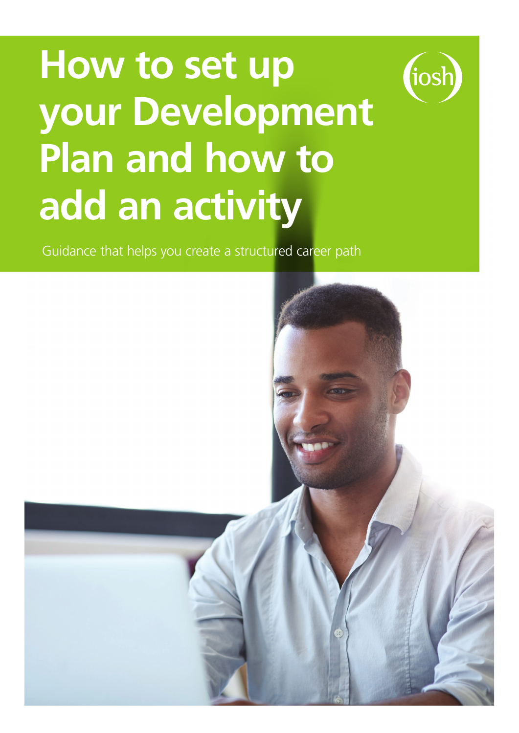# How to set up your Development Plan and how to add an activity

Guidance that helps you create a structured career path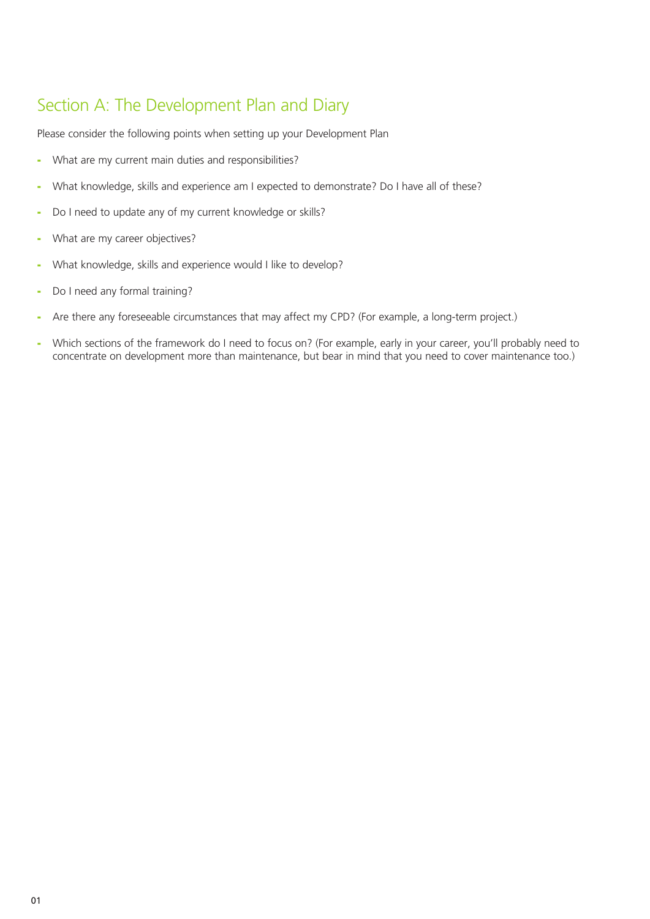## Section A: The Development Plan and Diary

Please consider the following points when setting up your Development Plan

- What are my current main duties and responsibilities?
- What knowledge, skills and experience am I expected to demonstrate? Do I have all of these?
- Do I need to update any of my current knowledge or skills?
- What are my career objectives?
- What knowledge, skills and experience would I like to develop?
- Do I need any formal training?
- Are there any foreseeable circumstances that may affect my CPD? (For example, a long-term project.)
- Which sections of the framework do I need to focus on? (For example, early in your career, you'll probably need to concentrate on development more than maintenance, but bear in mind that you need to cover maintenance too.)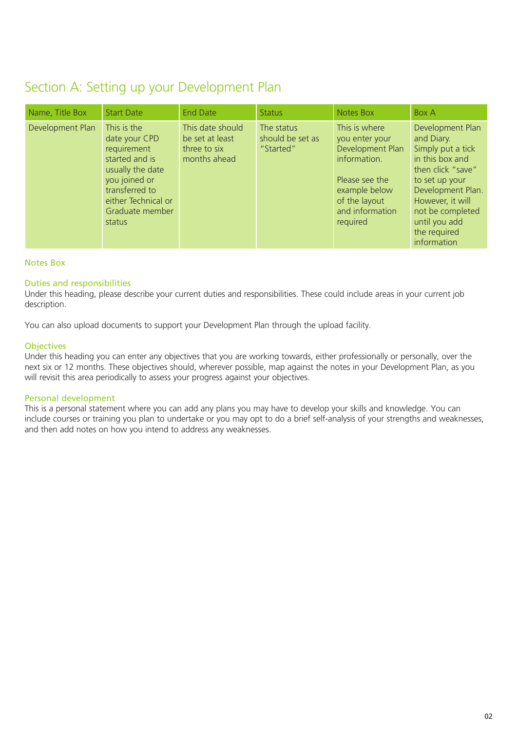## Section A: Setting up your Development Plan

| Name, Title Box | Start Date | End Date | Status | Notes Box | Box A |
|---|---|---|---|---|---|
| Development Plan | This is the date your CPD requirement started and is usually the date you joined or transferred to either Technical or Graduate member status | This date should be set at least three to six months ahead | The status should be set as "Started" | This is where you enter your Development Plan information. Please see the example below of the layout and information required | Development Plan and Diary. Simply put a tick in this box and then click "save" to set up your Development Plan. However, it will not be completed until you add the required information |

### Notes Box

#### Duties and responsibilities

Under this heading, please describe your current duties and responsibilities. These could include areas in your current job description.

You can also upload documents to support your Development Plan through the upload facility.

#### Objectives

Under this heading you can enter any objectives that you are working towards, either professionally or personally, over the next six or 12 months. These objectives should, wherever possible, map against the notes in your Development Plan, as you will revisit this area periodically to assess your progress against your objectives.

#### Personal development

This is a personal statement where you can add any plans you may have to develop your skills and knowledge. You can include courses or training you plan to undertake or you may opt to do a brief self-analysis of your strengths and weaknesses, and then add notes on how you intend to address any weaknesses.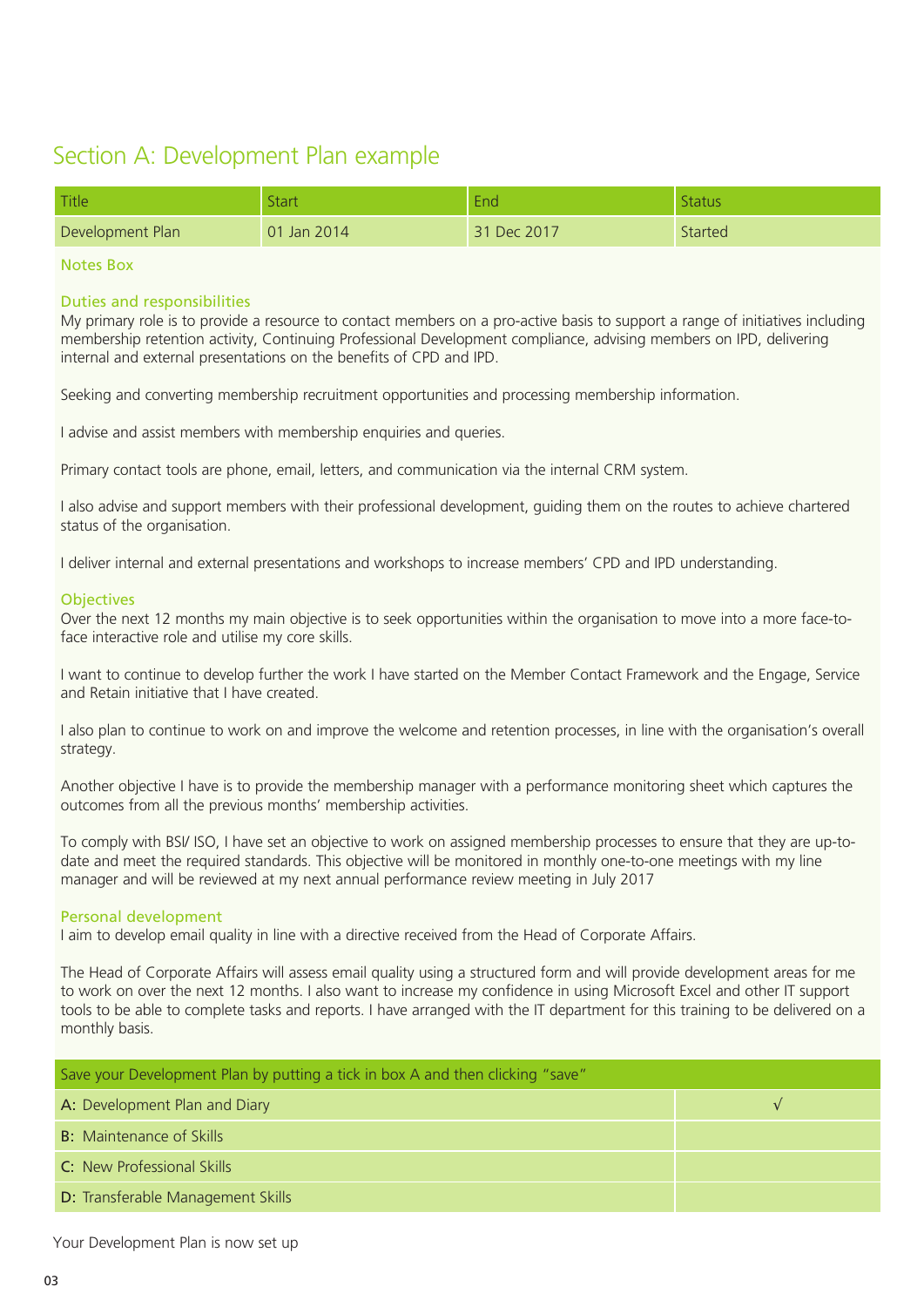## Section A: Development Plan example

| Title | Start | End | Status |
| --- | --- | --- | --- |
| Development Plan | 01 Jan 2014 | 31 Dec 2017 | Started |

Notes Box

### Duties and responsibilities

My primary role is to provide a resource to contact members on a pro-active basis to support a range of initiatives including membership retention activity, Continuing Professional Development compliance, advising members on IPD, delivering internal and external presentations on the benefits of CPD and IPD.

Seeking and converting membership recruitment opportunities and processing membership information.

I advise and assist members with membership enquiries and queries.

Primary contact tools are phone, email, letters, and communication via the internal CRM system.

I also advise and support members with their professional development, guiding them on the routes to achieve chartered status of the organisation.

I deliver internal and external presentations and workshops to increase members' CPD and IPD understanding.

### Objectives

Over the next 12 months my main objective is to seek opportunities within the organisation to move into a more face-to-face interactive role and utilise my core skills.

I want to continue to develop further the work I have started on the Member Contact Framework and the Engage, Service and Retain initiative that I have created.

I also plan to continue to work on and improve the welcome and retention processes, in line with the organisation's overall strategy.

Another objective I have is to provide the membership manager with a performance monitoring sheet which captures the outcomes from all the previous months' membership activities.

To comply with BSI/ ISO, I have set an objective to work on assigned membership processes to ensure that they are up-to-date and meet the required standards. This objective will be monitored in monthly one-to-one meetings with my line manager and will be reviewed at my next annual performance review meeting in July 2017

### Personal development

I aim to develop email quality in line with a directive received from the Head of Corporate Affairs.

The Head of Corporate Affairs will assess email quality using a structured form and will provide development areas for me to work on over the next 12 months. I also want to increase my confidence in using Microsoft Excel and other IT support tools to be able to complete tasks and reports. I have arranged with the IT department for this training to be delivered on a monthly basis.

| Save your Development Plan by putting a tick in box A and then clicking "save" | |
| --- | --- |
| A: Development Plan and Diary | √ |
| B: Maintenance of Skills | |
| C: New Professional Skills | |
| D: Transferable Management Skills | |

Your Development Plan is now set up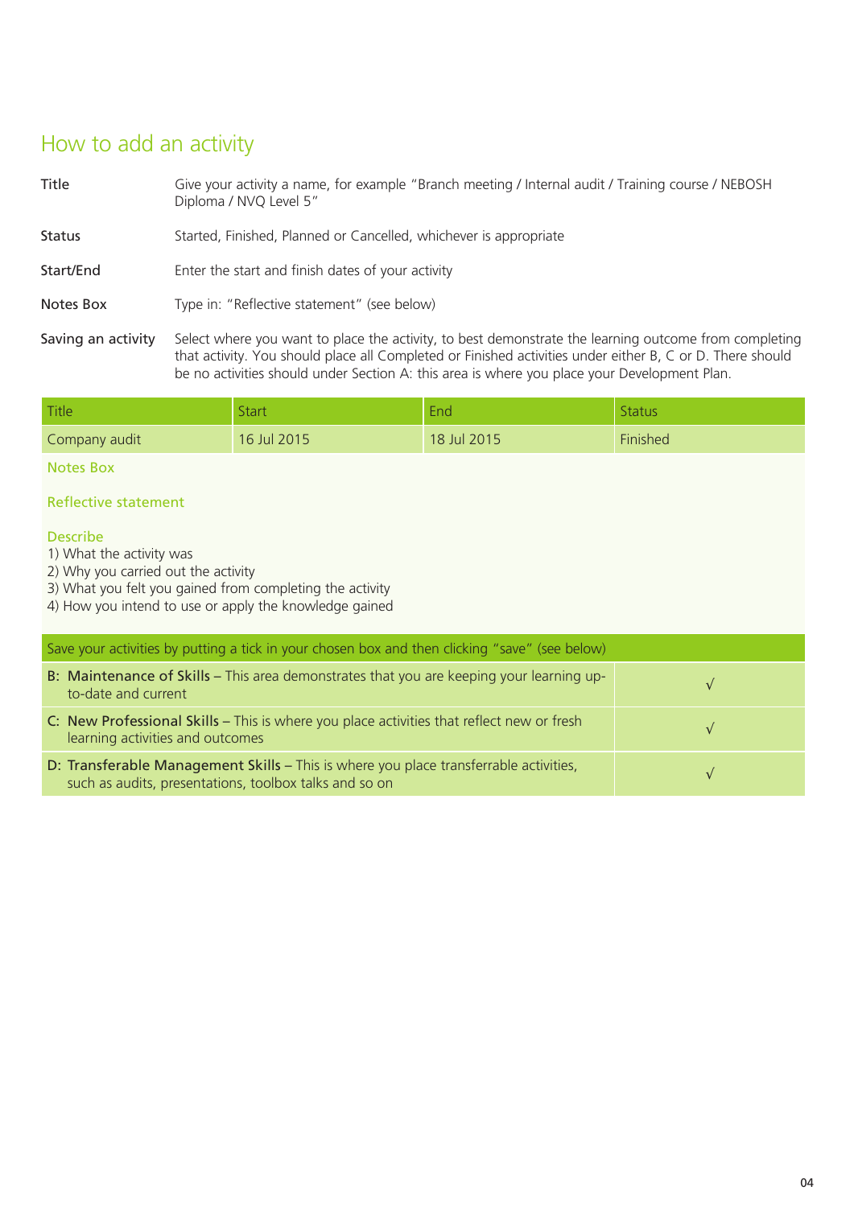## How to add an activity

| | |
|---|---|
| Title | Give your activity a name, for example "Branch meeting / Internal audit / Training course / NEBOSH Diploma / NVQ Level 5" |
| Status | Started, Finished, Planned or Cancelled, whichever is appropriate |
| Start/End | Enter the start and finish dates of your activity |
| Notes Box | Type in: "Reflective statement" (see below) |
| Saving an activity | Select where you want to place the activity, to best demonstrate the learning outcome from completing that activity. You should place all Completed or Finished activities under either B, C or D. There should be no activities should under Section A: this area is where you place your Development Plan. |

| Title | Start | End | Status |
|---|---|---|---|
| Company audit | 16 Jul 2015 | 18 Jul 2015 | Finished |

Notes Box

Reflective statement

Describe

1) What the activity was
2) Why you carried out the activity
3) What you felt you gained from completing the activity
4) How you intend to use or apply the knowledge gained

| Save your activities by putting a tick in your chosen box and then clicking "save" (see below) | |
|---|---|
| B: **Maintenance of Skills** – This area demonstrates that you are keeping your learning up-to-date and current | √ |
| C: **New Professional Skills** – This is where you place activities that reflect new or fresh learning activities and outcomes | √ |
| D: **Transferable Management Skills** – This is where you place transferrable activities, such as audits, presentations, toolbox talks and so on | √ |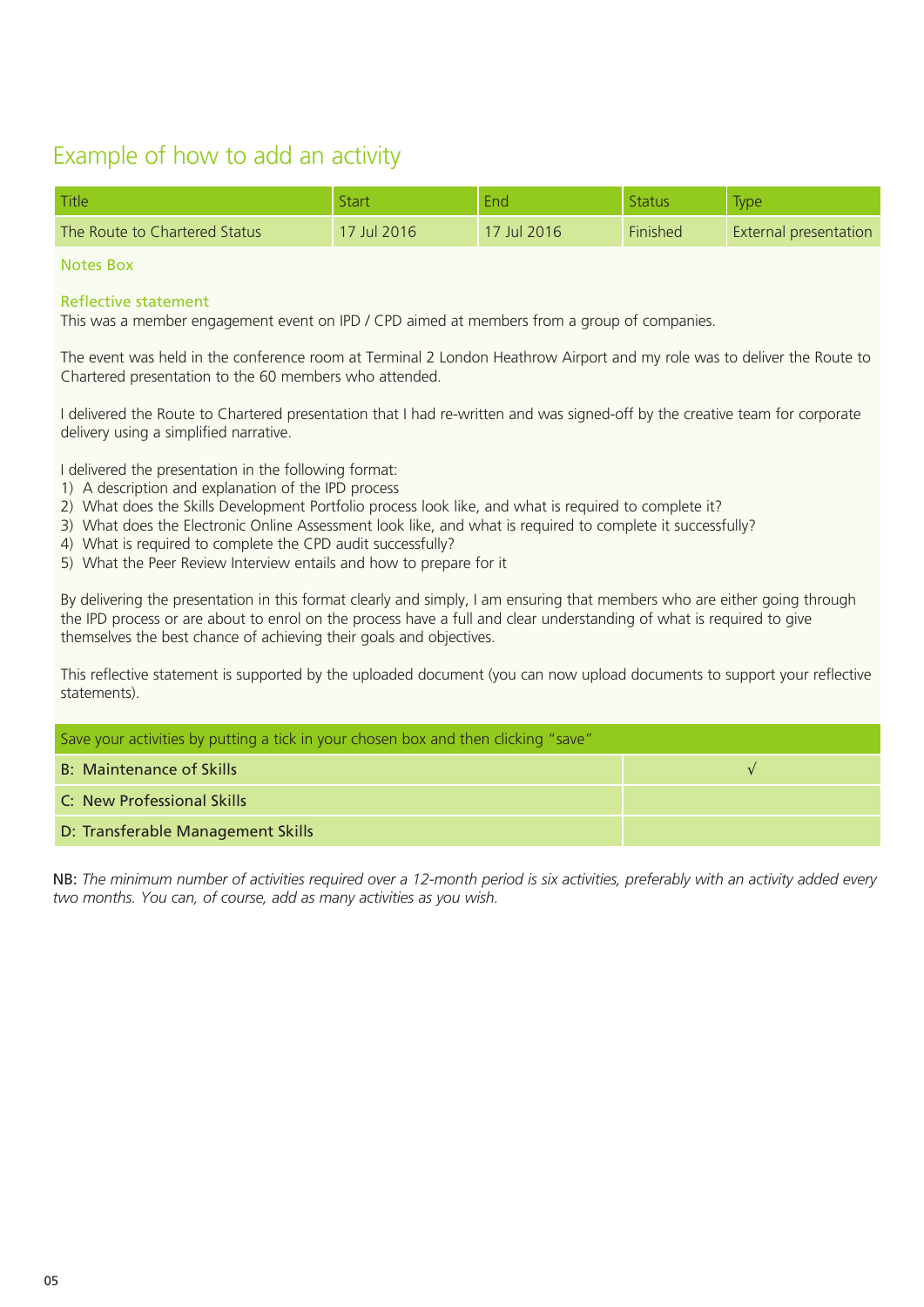## Example of how to add an activity

| Title | Start | End | Status | Type |
|---|---|---|---|---|
| The Route to Chartered Status | 17 Jul 2016 | 17 Jul 2016 | Finished | External presentation |

Notes Box

Reflective statement

This was a member engagement event on IPD / CPD aimed at members from a group of companies.

The event was held in the conference room at Terminal 2 London Heathrow Airport and my role was to deliver the Route to Chartered presentation to the 60 members who attended.

I delivered the Route to Chartered presentation that I had re-written and was signed-off by the creative team for corporate delivery using a simplified narrative.

I delivered the presentation in the following format:

1) A description and explanation of the IPD process
2) What does the Skills Development Portfolio process look like, and what is required to complete it?
3) What does the Electronic Online Assessment look like, and what is required to complete it successfully?
4) What is required to complete the CPD audit successfully?
5) What the Peer Review Interview entails and how to prepare for it

By delivering the presentation in this format clearly and simply, I am ensuring that members who are either going through the IPD process or are about to enrol on the process have a full and clear understanding of what is required to give themselves the best chance of achieving their goals and objectives.

This reflective statement is supported by the uploaded document (you can now upload documents to support your reflective statements).

| Save your activities by putting a tick in your chosen box and then clicking "save" | |
|---|---|
| B: Maintenance of Skills | √ |
| C: New Professional Skills | |
| D: Transferable Management Skills | |

NB: *The minimum number of activities required over a 12-month period is six activities, preferably with an activity added every two months. You can, of course, add as many activities as you wish.*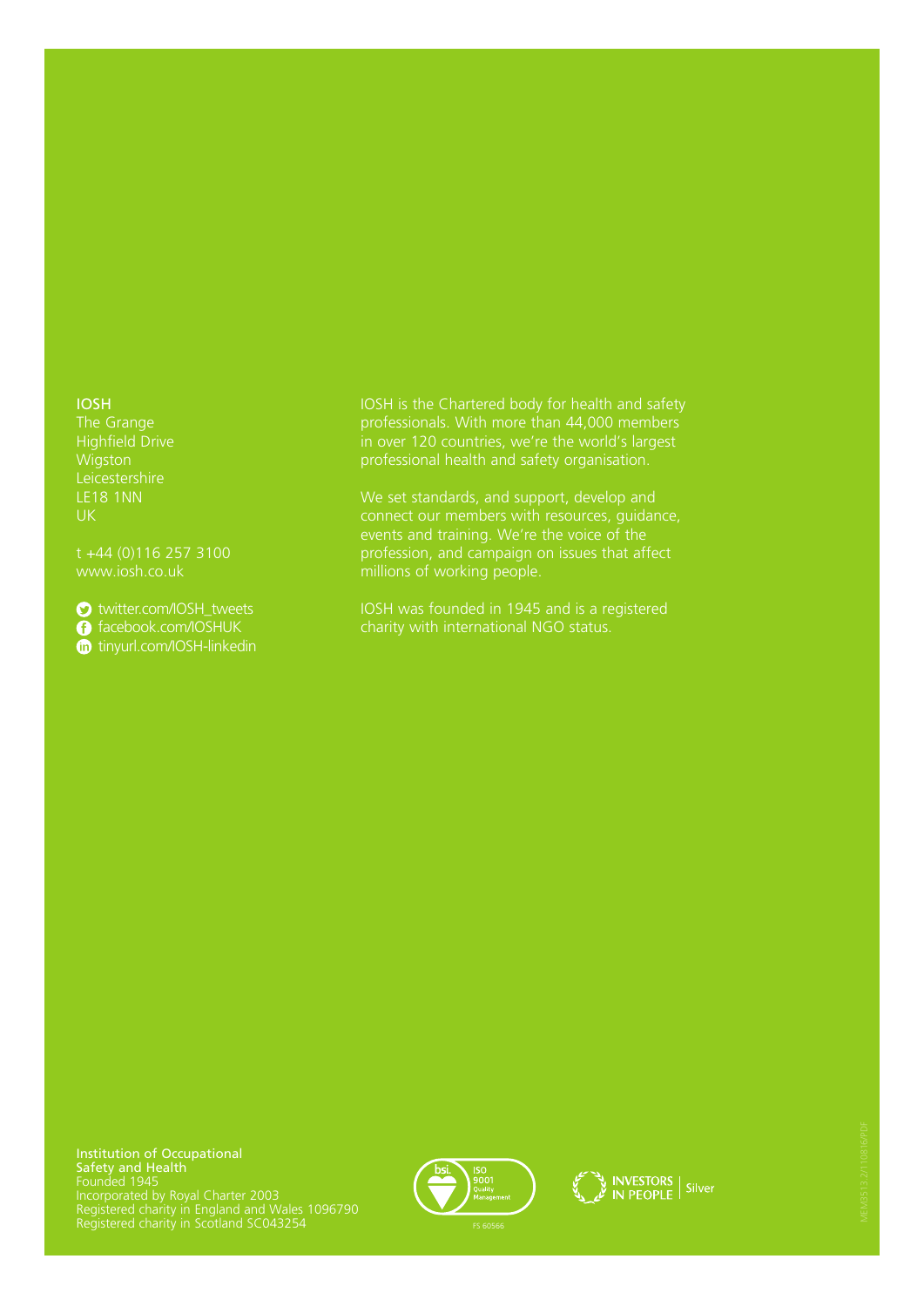**IOSH**
The Grange
Highfield Drive
Wigston
Leicestershire
LE18 1NN
UK

t +44 (0)116 257 3100
www.iosh.co.uk

twitter.com/IOSH_tweets
facebook.com/IOSHUK
tinyurl.com/IOSH-linkedin

IOSH is the Chartered body for health and safety professionals. With more than 44,000 members in over 120 countries, we're the world's largest professional health and safety organisation.

We set standards, and support, develop and connect our members with resources, guidance, events and training. We're the voice of the profession, and campaign on issues that affect millions of working people.

IOSH was founded in 1945 and is a registered charity with international NGO status.

**Institution of Occupational Safety and Health**
Founded 1945
Incorporated by Royal Charter 2003
Registered charity in England and Wales 1096790
Registered charity in Scotland SC043254

bsi. ISO 9001 Quality Management
FS 60566

INVESTORS IN PEOPLE | Silver

MEM3513 2/110816/PDF